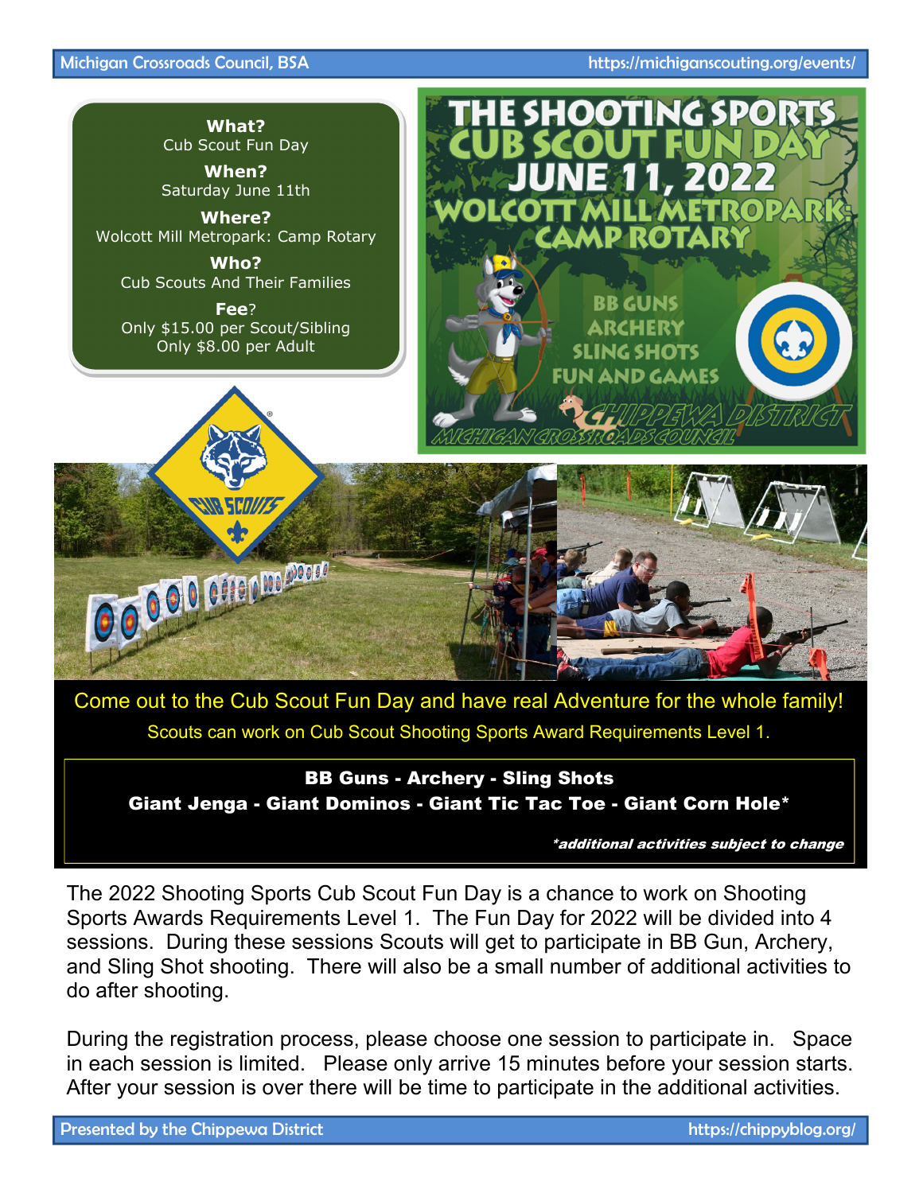**What?**
Cub Scout Fun Day

**When?**
Saturday June 11th

**Where?**
Wolcott Mill Metropark: Camp Rotary

**Who?**
Cub Scouts And Their Families

**Fee?**
Only $15.00 per Scout/Sibling
Only $8.00 per Adult

# THE SHOOTING SPORTS CUB SCOUT FUN DAY JUNE 11, 2022

## WOLCOTT MILL METROPARK: CAMP ROTARY

BB GUNS
ARCHERY
SLING SHOTS
FUN AND GAMES

CHIPPEWA DISTRICT
MICHIGAN CROSSROADS COUNCIL

Come out to the Cub Scout Fun Day and have real Adventure for the whole family!

Scouts can work on Cub Scout Shooting Sports Award Requirements Level 1.

**BB Guns - Archery - Sling Shots**
**Giant Jenga - Giant Dominos - Giant Tic Tac Toe - Giant Corn Hole***

***additional activities subject to change***

The 2022 Shooting Sports Cub Scout Fun Day is a chance to work on Shooting Sports Awards Requirements Level 1. The Fun Day for 2022 will be divided into 4 sessions. During these sessions Scouts will get to participate in BB Gun, Archery, and Sling Shot shooting. There will also be a small number of additional activities to do after shooting.

During the registration process, please choose one session to participate in. Space in each session is limited. Please only arrive 15 minutes before your session starts. After your session is over there will be time to participate in the additional activities.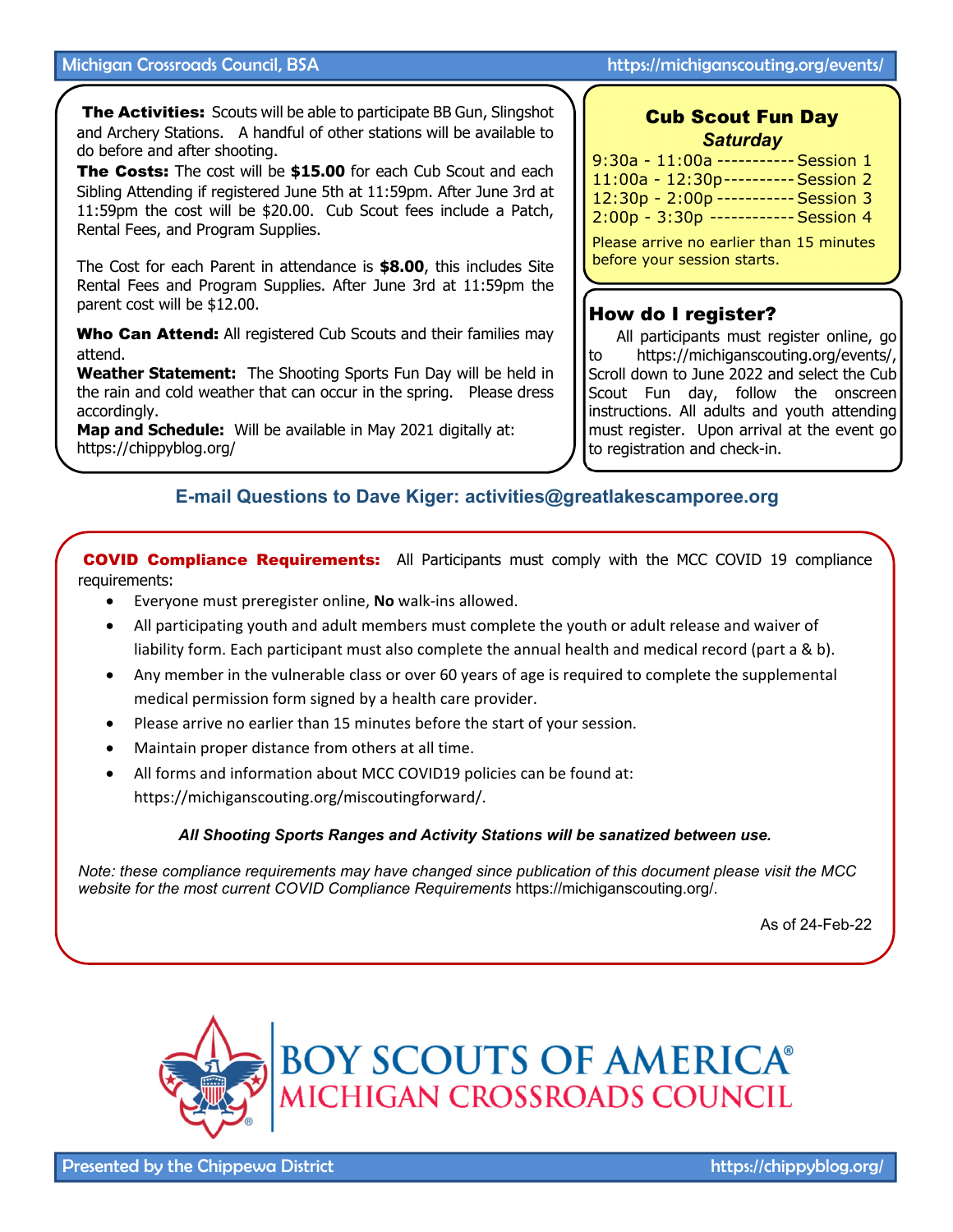**The Activities:** Scouts will be able to participate BB Gun, Slingshot and Archery Stations. A handful of other stations will be available to do before and after shooting.

**The Costs:** The cost will be **$15.00** for each Cub Scout and each Sibling Attending if registered June 5th at 11:59pm. After June 3rd at 11:59pm the cost will be $20.00. Cub Scout fees include a Patch, Rental Fees, and Program Supplies.

The Cost for each Parent in attendance is **$8.00**, this includes Site Rental Fees and Program Supplies. After June 3rd at 11:59pm the parent cost will be $12.00.

**Who Can Attend:** All registered Cub Scouts and their families may attend.

**Weather Statement:** The Shooting Sports Fun Day will be held in the rain and cold weather that can occur in the spring. Please dress accordingly.

**Map and Schedule:** Will be available in May 2021 digitally at: https://chippyblog.org/

## Cub Scout Fun Day

*Saturday*

9:30a - 11:00a ----------- Session 1
11:00a - 12:30p---------- Session 2
12:30p - 2:00p ----------- Session 3
2:00p - 3:30p ------------ Session 4

Please arrive no earlier than 15 minutes before your session starts.

## How do I register?

All participants must register online, go to https://michiganscouting.org/events/, Scroll down to June 2022 and select the Cub Scout Fun day, follow the onscreen instructions. All adults and youth attending must register. Upon arrival at the event go to registration and check-in.

**E-mail Questions to Dave Kiger: activities@greatlakescamporee.org**

**COVID Compliance Requirements:** All Participants must comply with the MCC COVID 19 compliance requirements:

- Everyone must preregister online, **No** walk-ins allowed.
- All participating youth and adult members must complete the youth or adult release and waiver of liability form. Each participant must also complete the annual health and medical record (part a & b).
- Any member in the vulnerable class or over 60 years of age is required to complete the supplemental medical permission form signed by a health care provider.
- Please arrive no earlier than 15 minutes before the start of your session.
- Maintain proper distance from others at all time.
- All forms and information about MCC COVID19 policies can be found at: https://michiganscouting.org/miscoutingforward/.

***All Shooting Sports Ranges and Activity Stations will be sanatized between use.***

*Note: these compliance requirements may have changed since publication of this document please visit the MCC website for the most current COVID Compliance Requirements* https://michiganscouting.org/.

As of 24-Feb-22

BOY SCOUTS OF AMERICA®
MICHIGAN CROSSROADS COUNCIL